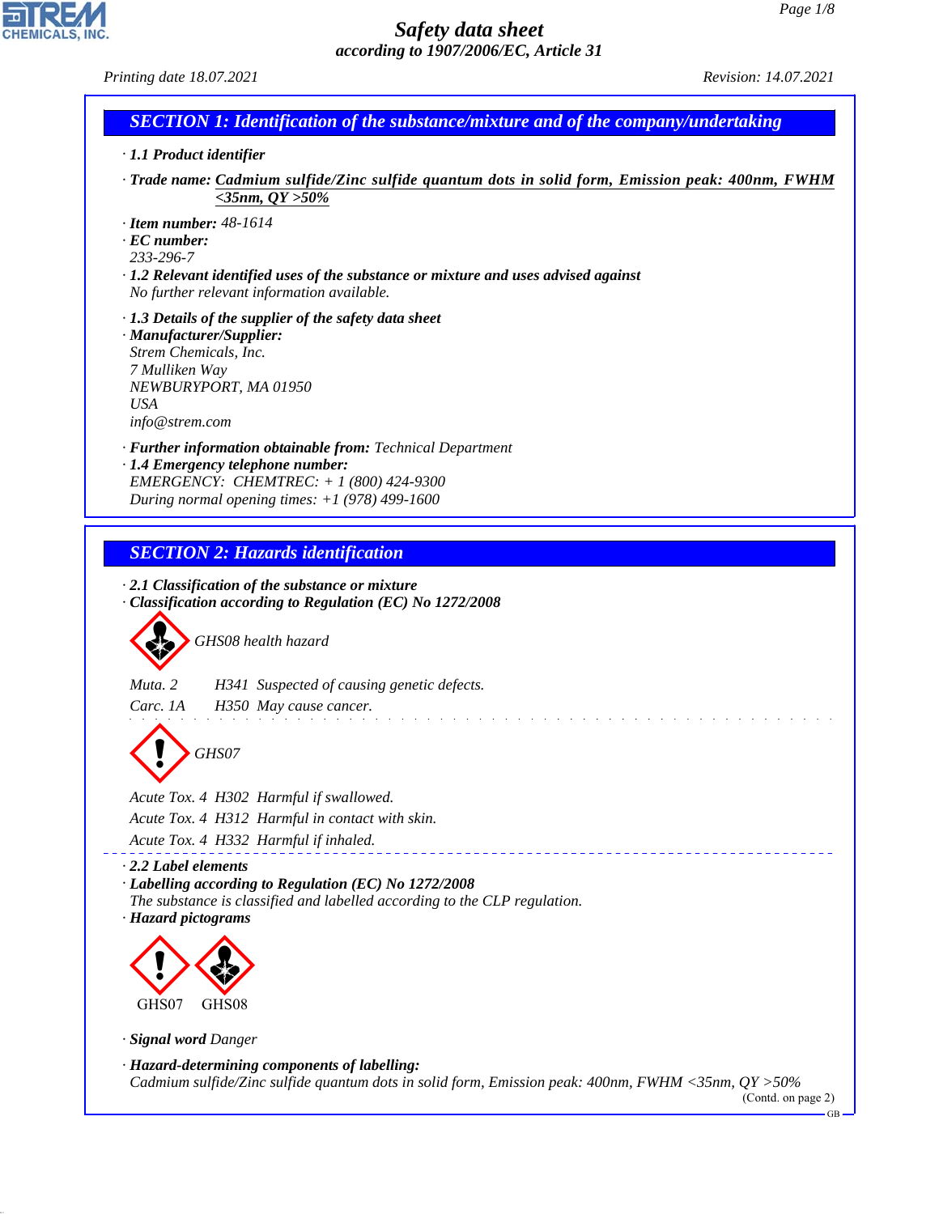# Safety data sheet

*according to 1907/2006/EC, Article 31*

*Printing date 18.07.2021* *Revision: 14.07.2021*

## SECTION 1: Identification of the substance/mixture and of the company/undertaking

- **1.1 Product identifier**
- **Trade name:** Cadmium sulfide/Zinc sulfide quantum dots in solid form, Emission peak: 400nm, FWHM <35nm, QY >50%
- **Item number:** 48-1614
- **EC number:**
  233-296-7
- **1.2 Relevant identified uses of the substance or mixture and uses advised against**
  No further relevant information available.
- **1.3 Details of the supplier of the safety data sheet**
- **Manufacturer/Supplier:**
  Strem Chemicals, Inc.
  7 Mulliken Way
  NEWBURYPORT, MA 01950
  USA
  info@strem.com
- **Further information obtainable from:** Technical Department
- **1.4 Emergency telephone number:**
  EMERGENCY: CHEMTREC: + 1 (800) 424-9300
  During normal opening times: +1 (978) 499-1600

## SECTION 2: Hazards identification

- **2.1 Classification of the substance or mixture**
- **Classification according to Regulation (EC) No 1272/2008**

GHS08 health hazard

Muta. 2 H341 Suspected of causing genetic defects.

Carc. 1A H350 May cause cancer.

GHS07

Acute Tox. 4 H302 Harmful if swallowed.

Acute Tox. 4 H312 Harmful in contact with skin.

Acute Tox. 4 H332 Harmful if inhaled.

- **2.2 Label elements**
- **Labelling according to Regulation (EC) No 1272/2008**
  The substance is classified and labelled according to the CLP regulation.
- **Hazard pictograms**

GHS07 GHS08

- **Signal word** Danger
- **Hazard-determining components of labelling:**
  Cadmium sulfide/Zinc sulfide quantum dots in solid form, Emission peak: 400nm, FWHM <35nm, QY >50%

(Contd. on page 2)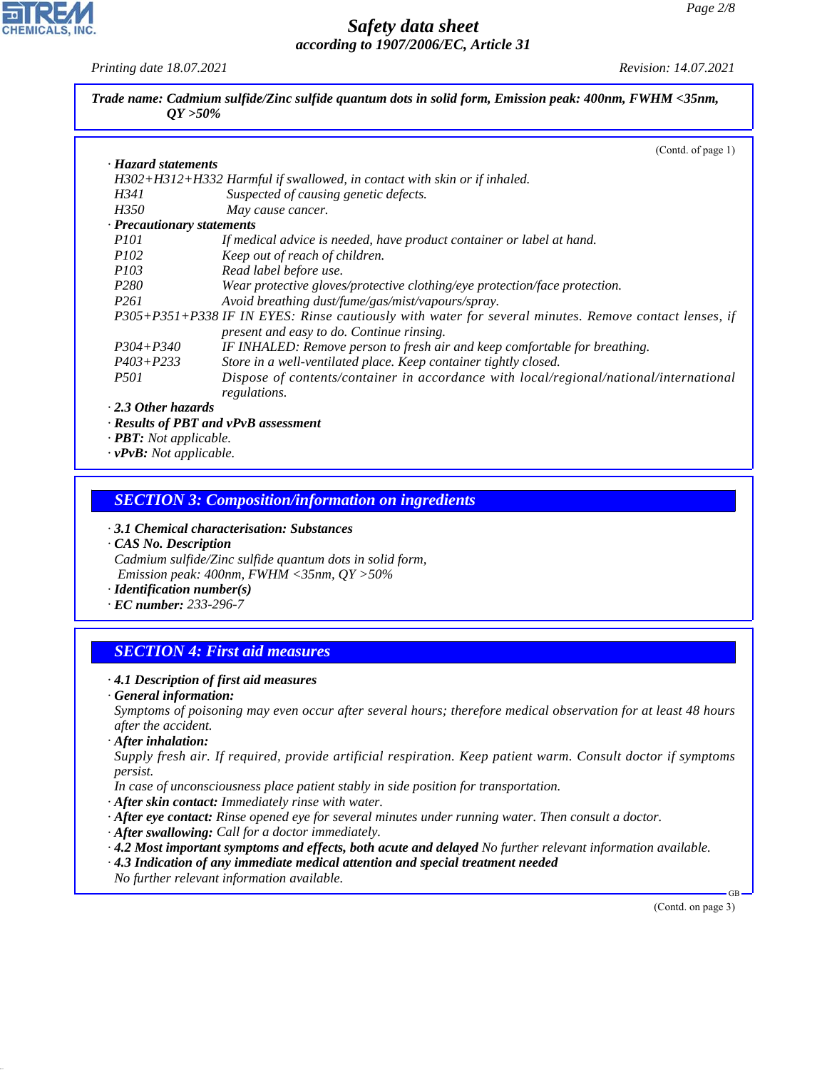**Trade name: Cadmium sulfide/Zinc sulfide quantum dots in solid form, Emission peak: 400nm, FWHM <35nm, QY >50%**

(Contd. of page 1)

· **Hazard statements**

H302+H312+H332 Harmful if swallowed, in contact with skin or if inhaled.
H341 Suspected of causing genetic defects.
H350 May cause cancer.

· **Precautionary statements**

P101 If medical advice is needed, have product container or label at hand.
P102 Keep out of reach of children.
P103 Read label before use.
P280 Wear protective gloves/protective clothing/eye protection/face protection.
P261 Avoid breathing dust/fume/gas/mist/vapours/spray.
P305+P351+P338 IF IN EYES: Rinse cautiously with water for several minutes. Remove contact lenses, if present and easy to do. Continue rinsing.
P304+P340 IF INHALED: Remove person to fresh air and keep comfortable for breathing.
P403+P233 Store in a well-ventilated place. Keep container tightly closed.
P501 Dispose of contents/container in accordance with local/regional/national/international regulations.

· **2.3 Other hazards**

· **Results of PBT and vPvB assessment**

· **PBT:** Not applicable.

· **vPvB:** Not applicable.

## SECTION 3: Composition/information on ingredients

· **3.1 Chemical characterisation: Substances**

· **CAS No. Description**

Cadmium sulfide/Zinc sulfide quantum dots in solid form,
Emission peak: 400nm, FWHM <35nm, QY >50%

· **Identification number(s)**

· **EC number:** 233-296-7

## SECTION 4: First aid measures

· **4.1 Description of first aid measures**

· **General information:**

Symptoms of poisoning may even occur after several hours; therefore medical observation for at least 48 hours after the accident.

· **After inhalation:**

Supply fresh air. If required, provide artificial respiration. Keep patient warm. Consult doctor if symptoms persist.

In case of unconsciousness place patient stably in side position for transportation.

· **After skin contact:** Immediately rinse with water.

· **After eye contact:** Rinse opened eye for several minutes under running water. Then consult a doctor.

· **After swallowing:** Call for a doctor immediately.

· **4.2 Most important symptoms and effects, both acute and delayed** No further relevant information available.

· **4.3 Indication of any immediate medical attention and special treatment needed**

No further relevant information available.

(Contd. on page 3)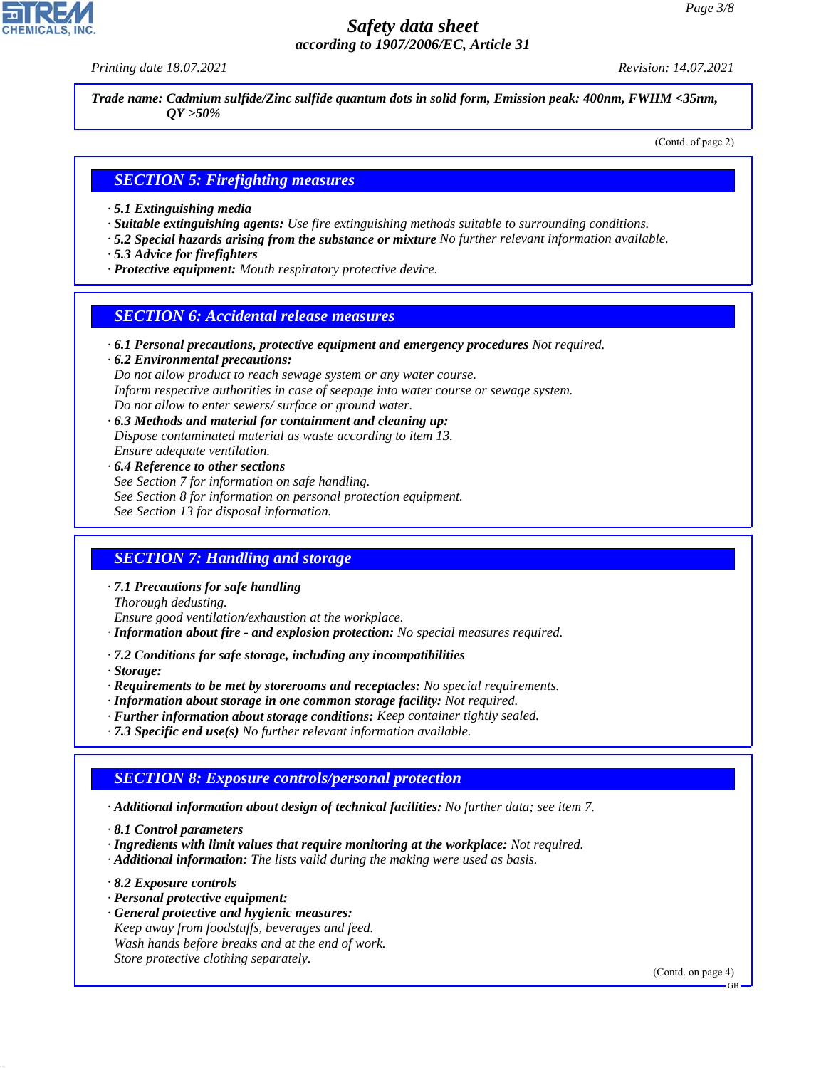**Trade name: Cadmium sulfide/Zinc sulfide quantum dots in solid form, Emission peak: 400nm, FWHM <35nm, QY >50%**

(Contd. of page 2)

## SECTION 5: Firefighting measures

· **5.1 Extinguishing media**
· **Suitable extinguishing agents:** Use fire extinguishing methods suitable to surrounding conditions.
· **5.2 Special hazards arising from the substance or mixture** No further relevant information available.
· **5.3 Advice for firefighters**
· **Protective equipment:** Mouth respiratory protective device.

## SECTION 6: Accidental release measures

· **6.1 Personal precautions, protective equipment and emergency procedures** Not required.
· **6.2 Environmental precautions:**
Do not allow product to reach sewage system or any water course.
Inform respective authorities in case of seepage into water course or sewage system.
Do not allow to enter sewers/ surface or ground water.
· **6.3 Methods and material for containment and cleaning up:**
Dispose contaminated material as waste according to item 13.
Ensure adequate ventilation.
· **6.4 Reference to other sections**
See Section 7 for information on safe handling.
See Section 8 for information on personal protection equipment.
See Section 13 for disposal information.

## SECTION 7: Handling and storage

· **7.1 Precautions for safe handling**
Thorough dedusting.
Ensure good ventilation/exhaustion at the workplace.
· **Information about fire - and explosion protection:** No special measures required.

· **7.2 Conditions for safe storage, including any incompatibilities**
· **Storage:**
· **Requirements to be met by storerooms and receptacles:** No special requirements.
· **Information about storage in one common storage facility:** Not required.
· **Further information about storage conditions:** Keep container tightly sealed.
· **7.3 Specific end use(s)** No further relevant information available.

## SECTION 8: Exposure controls/personal protection

· **Additional information about design of technical facilities:** No further data; see item 7.

· **8.1 Control parameters**
· **Ingredients with limit values that require monitoring at the workplace:** Not required.
· **Additional information:** The lists valid during the making were used as basis.

· **8.2 Exposure controls**
· **Personal protective equipment:**
· **General protective and hygienic measures:**
Keep away from foodstuffs, beverages and feed.
Wash hands before breaks and at the end of work.
Store protective clothing separately.

(Contd. on page 4)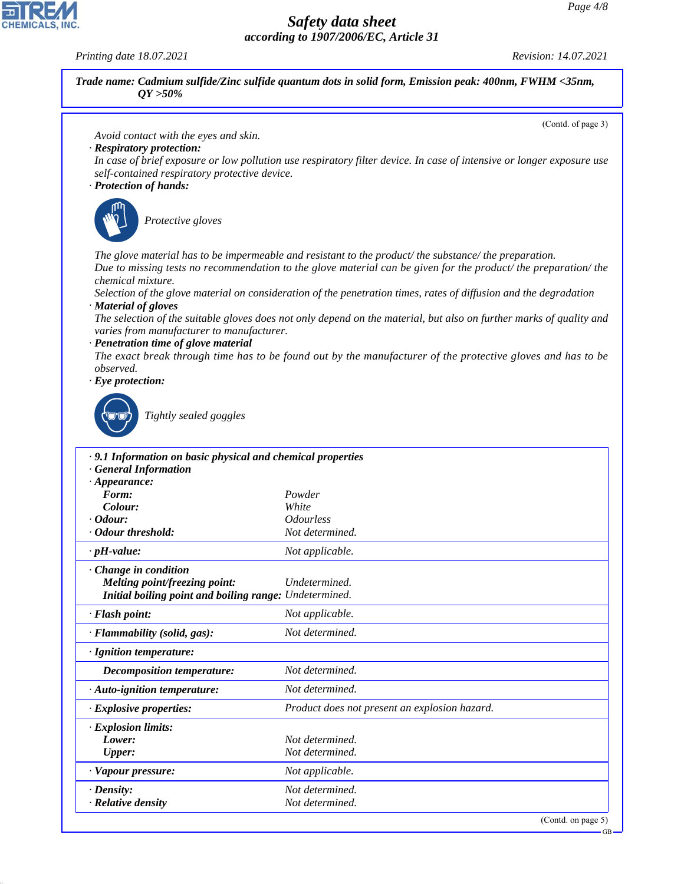# Safety data sheet
*according to 1907/2006/EC, Article 31*

*Printing date 18.07.2021* *Revision: 14.07.2021*

**Trade name: Cadmium sulfide/Zinc sulfide quantum dots in solid form, Emission peak: 400nm, FWHM <35nm, QY >50%**

(Contd. of page 3)

*Avoid contact with the eyes and skin.*

· **Respiratory protection:**
*In case of brief exposure or low pollution use respiratory filter device. In case of intensive or longer exposure use self-contained respiratory protective device.*

· **Protection of hands:**

*Protective gloves*

*The glove material has to be impermeable and resistant to the product/ the substance/ the preparation.*
*Due to missing tests no recommendation to the glove material can be given for the product/ the preparation/ the chemical mixture.*
*Selection of the glove material on consideration of the penetration times, rates of diffusion and the degradation*

· **Material of gloves**
*The selection of the suitable gloves does not only depend on the material, but also on further marks of quality and varies from manufacturer to manufacturer.*

· **Penetration time of glove material**
*The exact break through time has to be found out by the manufacturer of the protective gloves and has to be observed.*

· **Eye protection:**

*Tightly sealed goggles*

| · **9.1 Information on basic physical and chemical properties** | |
|---|---|
| · **General Information** | |
| · **Appearance:** | |
| **Form:** | Powder |
| **Colour:** | White |
| · **Odour:** | Odourless |
| · **Odour threshold:** | Not determined. |
| · **pH-value:** | Not applicable. |
| · **Change in condition** | |
| **Melting point/freezing point:** | Undetermined. |
| **Initial boiling point and boiling range:** | Undetermined. |
| · **Flash point:** | Not applicable. |
| · **Flammability (solid, gas):** | Not determined. |
| · **Ignition temperature:** | |
| **Decomposition temperature:** | Not determined. |
| · **Auto-ignition temperature:** | Not determined. |
| · **Explosive properties:** | Product does not present an explosion hazard. |
| · **Explosion limits:** | |
| **Lower:** | Not determined. |
| **Upper:** | Not determined. |
| · **Vapour pressure:** | Not applicable. |
| · **Density:** | Not determined. |
| · **Relative density** | Not determined. |

(Contd. on page 5)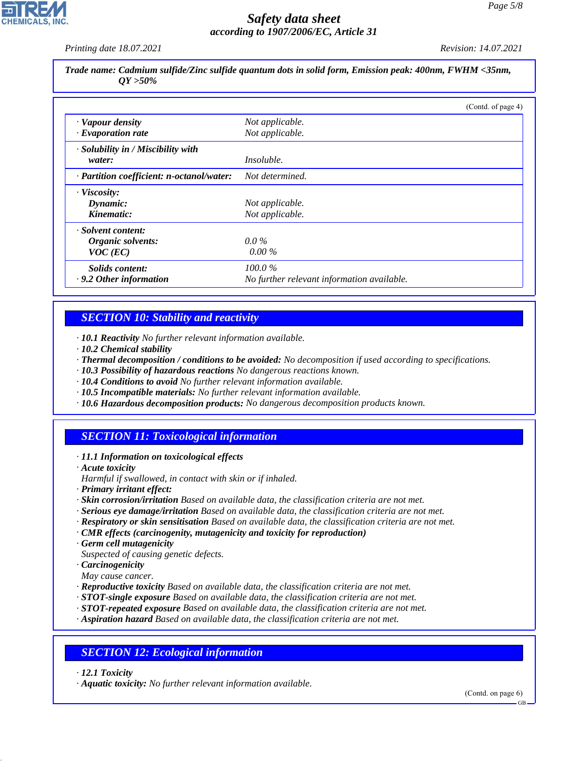**Trade name: Cadmium sulfide/Zinc sulfide quantum dots in solid form, Emission peak: 400nm, FWHM <35nm, QY >50%**

(Contd. of page 4)

| | |
|---|---|
| · **Vapour density** | Not applicable. |
| · **Evaporation rate** | Not applicable. |
| · **Solubility in / Miscibility with water:** | Insoluble. |
| · **Partition coefficient: n-octanol/water:** | Not determined. |
| · **Viscosity:** | |
| **Dynamic:** | Not applicable. |
| **Kinematic:** | Not applicable. |
| · **Solvent content:** | |
| **Organic solvents:** | 0.0 % |
| **VOC (EC)** | 0.00 % |
| **Solids content:** | 100.0 % |
| · **9.2 Other information** | No further relevant information available. |

## SECTION 10: Stability and reactivity

· **10.1 Reactivity** No further relevant information available.
· **10.2 Chemical stability**
· **Thermal decomposition / conditions to be avoided:** No decomposition if used according to specifications.
· **10.3 Possibility of hazardous reactions** No dangerous reactions known.
· **10.4 Conditions to avoid** No further relevant information available.
· **10.5 Incompatible materials:** No further relevant information available.
· **10.6 Hazardous decomposition products:** No dangerous decomposition products known.

## SECTION 11: Toxicological information

· **11.1 Information on toxicological effects**
· **Acute toxicity**
Harmful if swallowed, in contact with skin or if inhaled.
· **Primary irritant effect:**
· **Skin corrosion/irritation** Based on available data, the classification criteria are not met.
· **Serious eye damage/irritation** Based on available data, the classification criteria are not met.
· **Respiratory or skin sensitisation** Based on available data, the classification criteria are not met.
· **CMR effects (carcinogenity, mutagenicity and toxicity for reproduction)**
· **Germ cell mutagenicity**
Suspected of causing genetic defects.
· **Carcinogenicity**
May cause cancer.
· **Reproductive toxicity** Based on available data, the classification criteria are not met.
· **STOT-single exposure** Based on available data, the classification criteria are not met.
· **STOT-repeated exposure** Based on available data, the classification criteria are not met.
· **Aspiration hazard** Based on available data, the classification criteria are not met.

## SECTION 12: Ecological information

· **12.1 Toxicity**
· **Aquatic toxicity:** No further relevant information available.

(Contd. on page 6)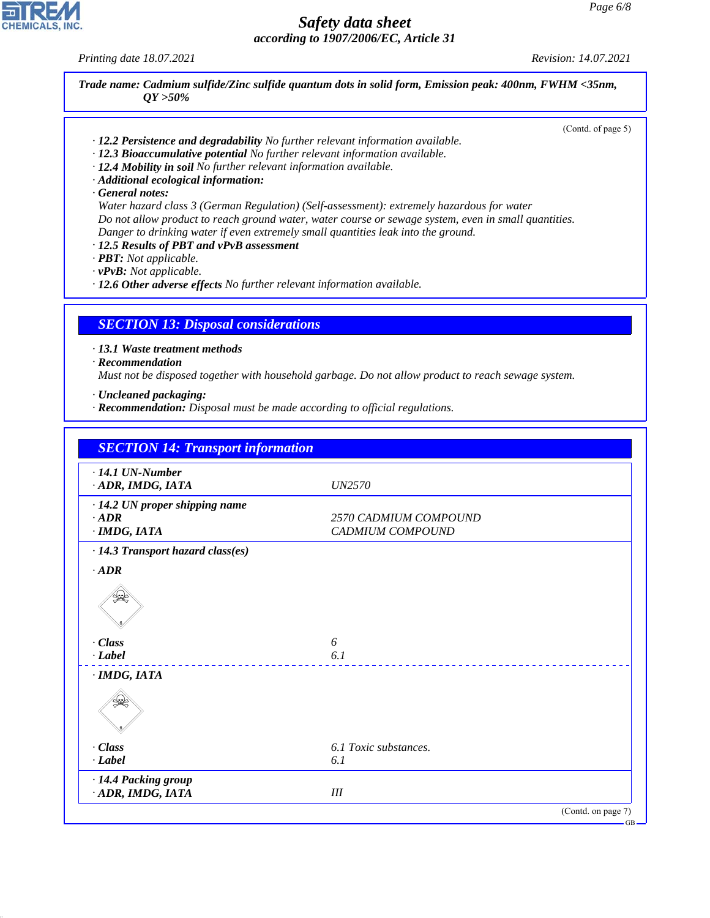**Trade name: Cadmium sulfide/Zinc sulfide quantum dots in solid form, Emission peak: 400nm, FWHM <35nm, QY >50%**

(Contd. of page 5)

· **12.2 Persistence and degradability** No further relevant information available.
· **12.3 Bioaccumulative potential** No further relevant information available.
· **12.4 Mobility in soil** No further relevant information available.
· **Additional ecological information:**
· **General notes:**
Water hazard class 3 (German Regulation) (Self-assessment): extremely hazardous for water
Do not allow product to reach ground water, water course or sewage system, even in small quantities.
Danger to drinking water if even extremely small quantities leak into the ground.
· **12.5 Results of PBT and vPvB assessment**
· **PBT:** Not applicable.
· **vPvB:** Not applicable.
· **12.6 Other adverse effects** No further relevant information available.

## SECTION 13: Disposal considerations

· **13.1 Waste treatment methods**
· **Recommendation**
Must not be disposed together with household garbage. Do not allow product to reach sewage system.

· **Uncleaned packaging:**
· **Recommendation:** Disposal must be made according to official regulations.

## SECTION 14: Transport information

| | |
|---|---|
| · **14.1 UN-Number** | |
| · **ADR, IMDG, IATA** | UN2570 |
| · **14.2 UN proper shipping name** | |
| · **ADR** | 2570 CADMIUM COMPOUND |
| · **IMDG, IATA** | CADMIUM COMPOUND |
| · **14.3 Transport hazard class(es)** | |
| · **ADR** | |
| · **Class** | 6 |
| · **Label** | 6.1 |
| · **IMDG, IATA** | |
| · **Class** | 6.1 Toxic substances. |
| · **Label** | 6.1 |
| · **14.4 Packing group** | |
| · **ADR, IMDG, IATA** | III |

(Contd. on page 7)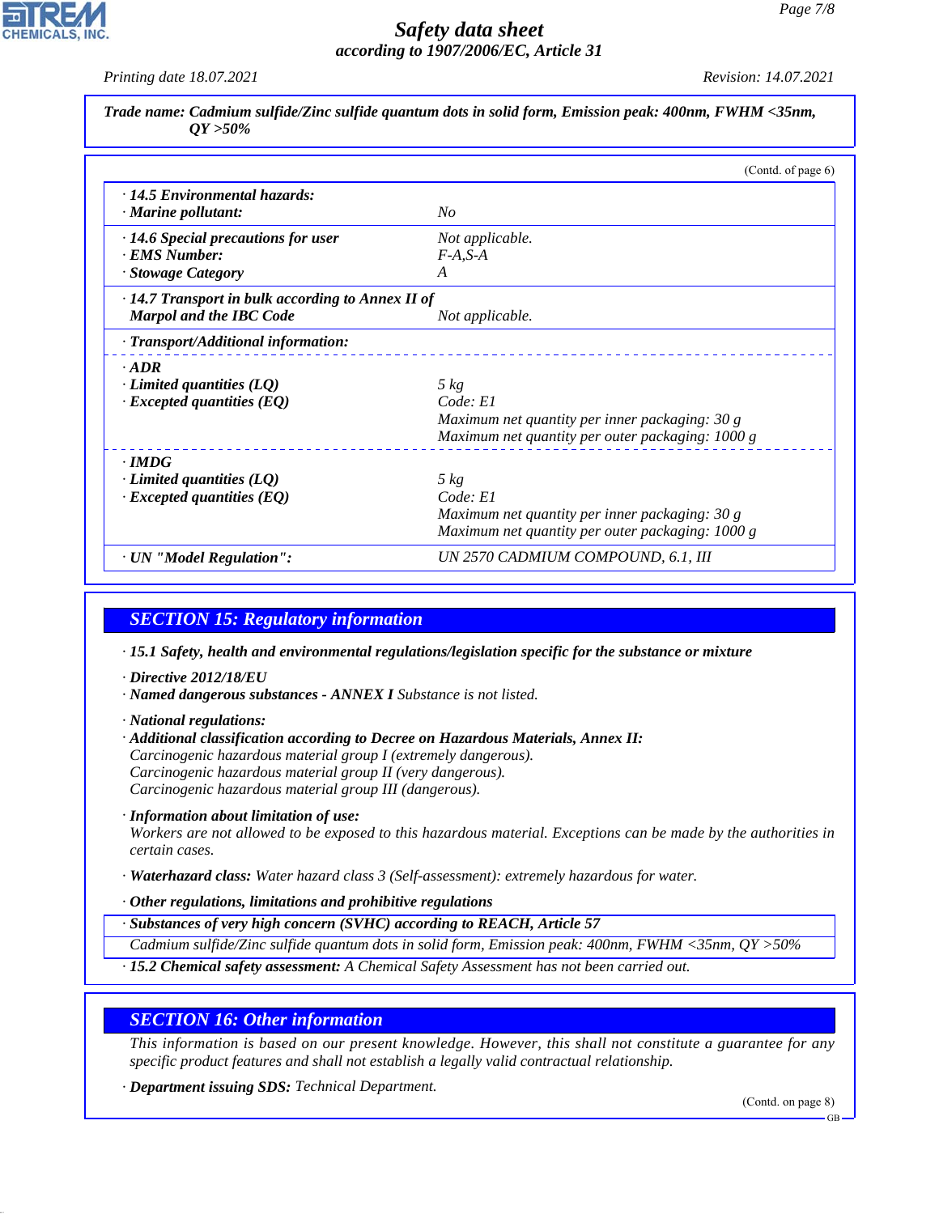**Trade name: Cadmium sulfide/Zinc sulfide quantum dots in solid form, Emission peak: 400nm, FWHM <35nm, QY >50%**

(Contd. of page 6)

| | |
|---|---|
| · **14.5 Environmental hazards:** | |
| · **Marine pollutant:** | No |
| · **14.6 Special precautions for user** | Not applicable. |
| · **EMS Number:** | F-A,S-A |
| · **Stowage Category** | A |
| · **14.7 Transport in bulk according to Annex II of Marpol and the IBC Code** | Not applicable. |
| · **Transport/Additional information:** | |
| · **ADR** | |
| · **Limited quantities (LQ)** | 5 kg |
| · **Excepted quantities (EQ)** | Code: E1<br>Maximum net quantity per inner packaging: 30 g<br>Maximum net quantity per outer packaging: 1000 g |
| · **IMDG** | |
| · **Limited quantities (LQ)** | 5 kg |
| · **Excepted quantities (EQ)** | Code: E1<br>Maximum net quantity per inner packaging: 30 g<br>Maximum net quantity per outer packaging: 1000 g |
| · **UN "Model Regulation":** | UN 2570 CADMIUM COMPOUND, 6.1, III |

## SECTION 15: Regulatory information

· **15.1 Safety, health and environmental regulations/legislation specific for the substance or mixture**

· **Directive 2012/18/EU**
· **Named dangerous substances - ANNEX I** Substance is not listed.

· **National regulations:**
· **Additional classification according to Decree on Hazardous Materials, Annex II:**
Carcinogenic hazardous material group I (extremely dangerous).
Carcinogenic hazardous material group II (very dangerous).
Carcinogenic hazardous material group III (dangerous).

· **Information about limitation of use:**
Workers are not allowed to be exposed to this hazardous material. Exceptions can be made by the authorities in certain cases.

· **Waterhazard class:** Water hazard class 3 (Self-assessment): extremely hazardous for water.

· **Other regulations, limitations and prohibitive regulations**

| · **Substances of very high concern (SVHC) according to REACH, Article 57** |
|---|
| Cadmium sulfide/Zinc sulfide quantum dots in solid form, Emission peak: 400nm, FWHM <35nm, QY >50% |

· **15.2 Chemical safety assessment:** A Chemical Safety Assessment has not been carried out.

## SECTION 16: Other information

This information is based on our present knowledge. However, this shall not constitute a guarantee for any specific product features and shall not establish a legally valid contractual relationship.

· **Department issuing SDS:** Technical Department.

(Contd. on page 8)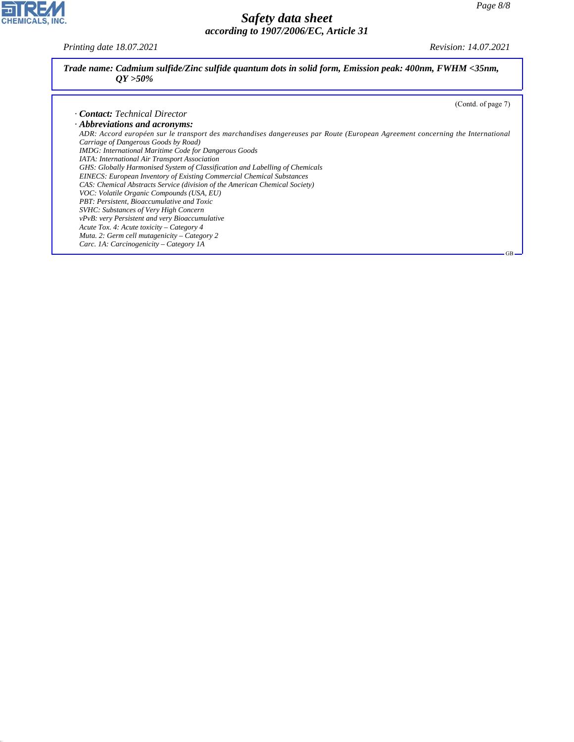**Trade name: Cadmium sulfide/Zinc sulfide quantum dots in solid form, Emission peak: 400nm, FWHM <35nm, QY >50%**

(Contd. of page 7)

· **Contact:** Technical Director

· **Abbreviations and acronyms:**

ADR: Accord européen sur le transport des marchandises dangereuses par Route (European Agreement concerning the International Carriage of Dangerous Goods by Road)
IMDG: International Maritime Code for Dangerous Goods
IATA: International Air Transport Association
GHS: Globally Harmonised System of Classification and Labelling of Chemicals
EINECS: European Inventory of Existing Commercial Chemical Substances
CAS: Chemical Abstracts Service (division of the American Chemical Society)
VOC: Volatile Organic Compounds (USA, EU)
PBT: Persistent, Bioaccumulative and Toxic
SVHC: Substances of Very High Concern
vPvB: very Persistent and very Bioaccumulative
Acute Tox. 4: Acute toxicity – Category 4
Muta. 2: Germ cell mutagenicity – Category 2
Carc. 1A: Carcinogenicity – Category 1A

GB